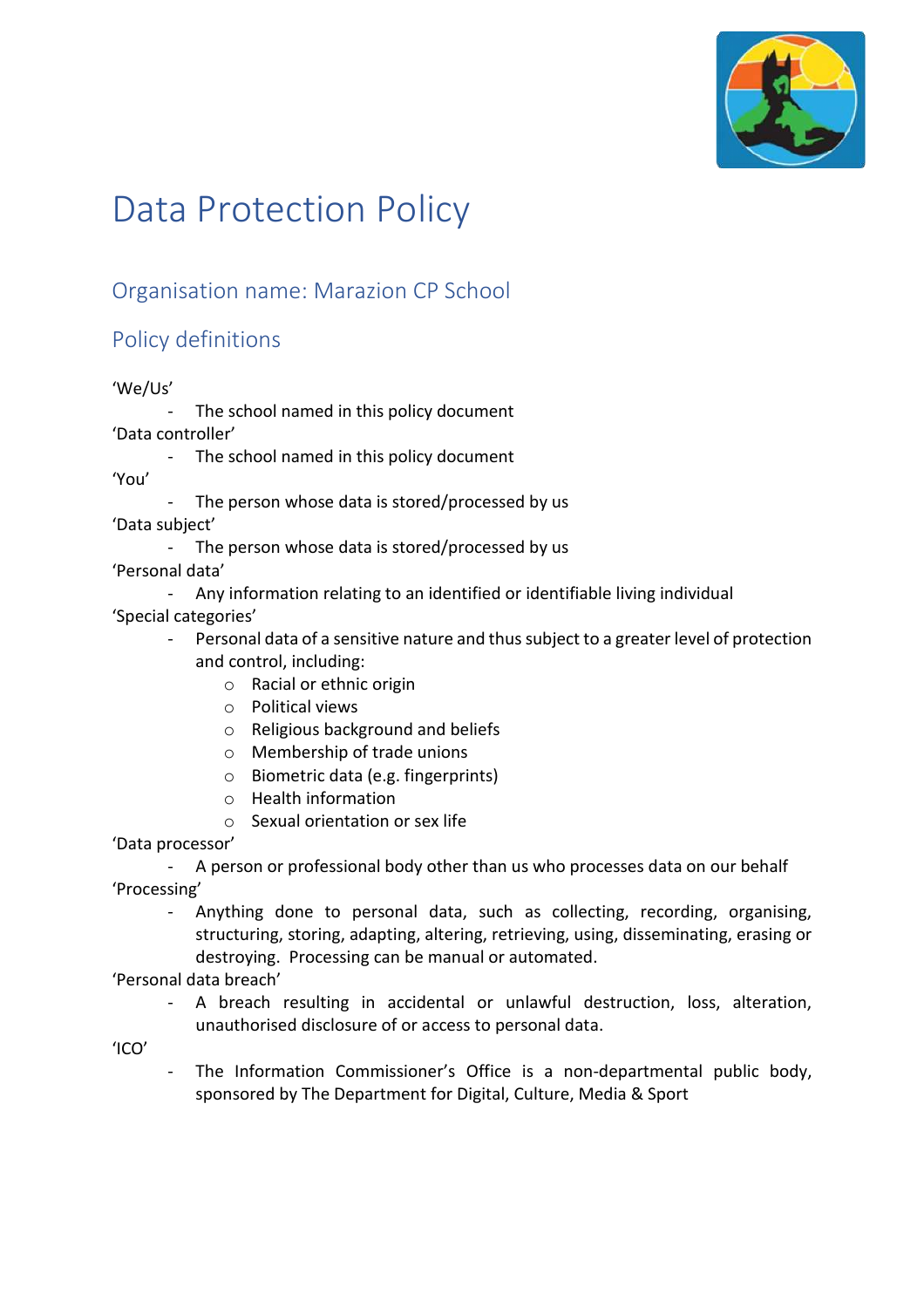# Data Protection Policy

## Organisation name: Marazion CP School

## Policy definitions

'We/Us'
- The school named in this policy document

'Data controller'
- The school named in this policy document

'You'
- The person whose data is stored/processed by us

'Data subject'
- The person whose data is stored/processed by us

'Personal data'
- Any information relating to an identified or identifiable living individual

'Special categories'
- Personal data of a sensitive nature and thus subject to a greater level of protection and control, including:
  - Racial or ethnic origin
  - Political views
  - Religious background and beliefs
  - Membership of trade unions
  - Biometric data (e.g. fingerprints)
  - Health information
  - Sexual orientation or sex life

'Data processor'
- A person or professional body other than us who processes data on our behalf

'Processing'
- Anything done to personal data, such as collecting, recording, organising, structuring, storing, adapting, altering, retrieving, using, disseminating, erasing or destroying. Processing can be manual or automated.

'Personal data breach'
- A breach resulting in accidental or unlawful destruction, loss, alteration, unauthorised disclosure of or access to personal data.

'ICO'
- The Information Commissioner's Office is a non-departmental public body, sponsored by The Department for Digital, Culture, Media & Sport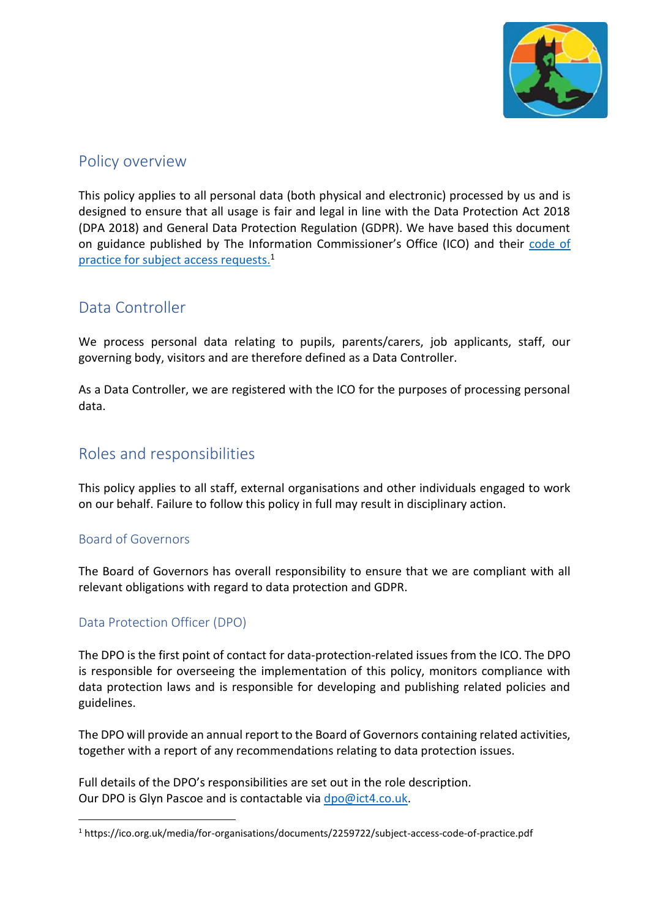## Policy overview

This policy applies to all personal data (both physical and electronic) processed by us and is designed to ensure that all usage is fair and legal in line with the Data Protection Act 2018 (DPA 2018) and General Data Protection Regulation (GDPR). We have based this document on guidance published by The Information Commissioner's Office (ICO) and their [code of practice for subject access requests.](https://ico.org.uk/media/for-organisations/documents/2259722/subject-access-code-of-practice.pdf)[1]

## Data Controller

We process personal data relating to pupils, parents/carers, job applicants, staff, our governing body, visitors and are therefore defined as a Data Controller.

As a Data Controller, we are registered with the ICO for the purposes of processing personal data.

## Roles and responsibilities

This policy applies to all staff, external organisations and other individuals engaged to work on our behalf. Failure to follow this policy in full may result in disciplinary action.

### Board of Governors

The Board of Governors has overall responsibility to ensure that we are compliant with all relevant obligations with regard to data protection and GDPR.

### Data Protection Officer (DPO)

The DPO is the first point of contact for data-protection-related issues from the ICO. The DPO is responsible for overseeing the implementation of this policy, monitors compliance with data protection laws and is responsible for developing and publishing related policies and guidelines.

The DPO will provide an annual report to the Board of Governors containing related activities, together with a report of any recommendations relating to data protection issues.

Full details of the DPO's responsibilities are set out in the role description.
Our DPO is Glyn Pascoe and is contactable via [dpo@ict4.co.uk](mailto:dpo@ict4.co.uk).

---

[1] https://ico.org.uk/media/for-organisations/documents/2259722/subject-access-code-of-practice.pdf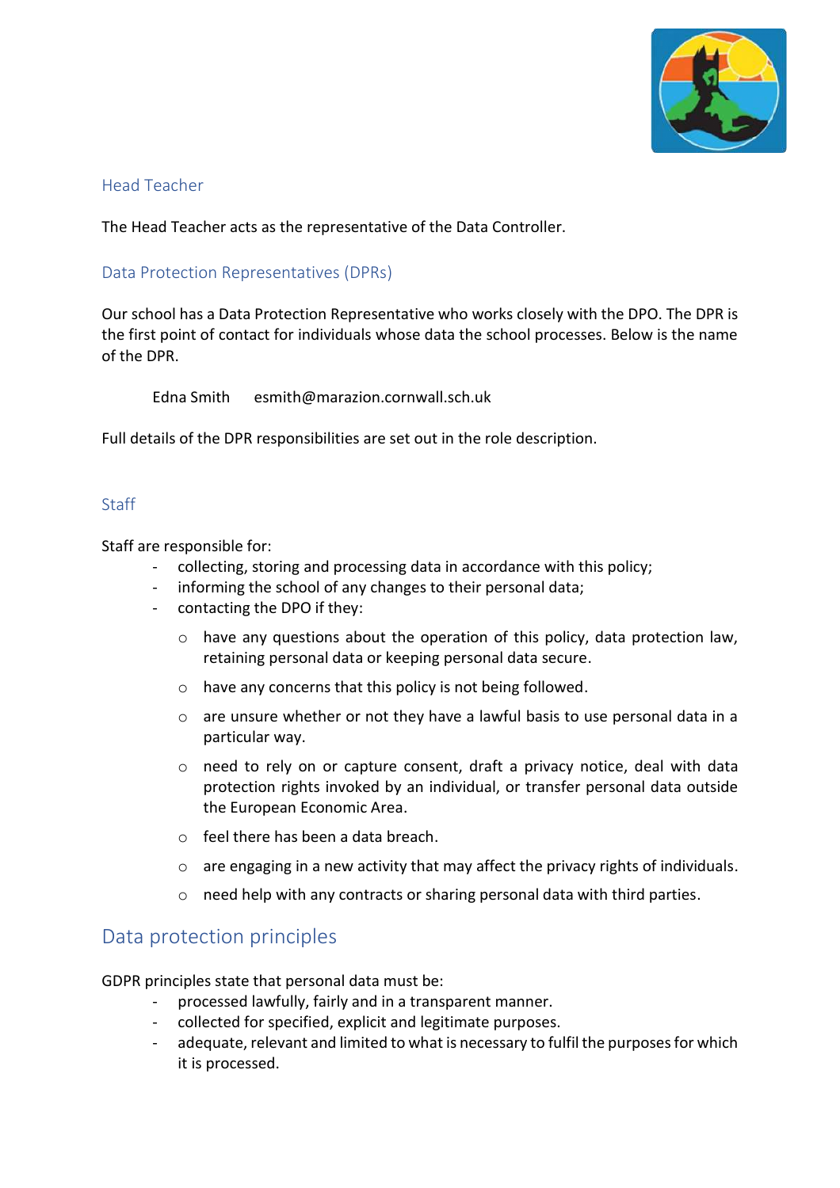### Head Teacher

The Head Teacher acts as the representative of the Data Controller.

### Data Protection Representatives (DPRs)

Our school has a Data Protection Representative who works closely with the DPO. The DPR is the first point of contact for individuals whose data the school processes. Below is the name of the DPR.

Edna Smith    esmith@marazion.cornwall.sch.uk

Full details of the DPR responsibilities are set out in the role description.

### Staff

Staff are responsible for:

- collecting, storing and processing data in accordance with this policy;
- informing the school of any changes to their personal data;
- contacting the DPO if they:
    - have any questions about the operation of this policy, data protection law, retaining personal data or keeping personal data secure.
    - have any concerns that this policy is not being followed.
    - are unsure whether or not they have a lawful basis to use personal data in a particular way.
    - need to rely on or capture consent, draft a privacy notice, deal with data protection rights invoked by an individual, or transfer personal data outside the European Economic Area.
    - feel there has been a data breach.
    - are engaging in a new activity that may affect the privacy rights of individuals.
    - need help with any contracts or sharing personal data with third parties.

## Data protection principles

GDPR principles state that personal data must be:

- processed lawfully, fairly and in a transparent manner.
- collected for specified, explicit and legitimate purposes.
- adequate, relevant and limited to what is necessary to fulfil the purposes for which it is processed.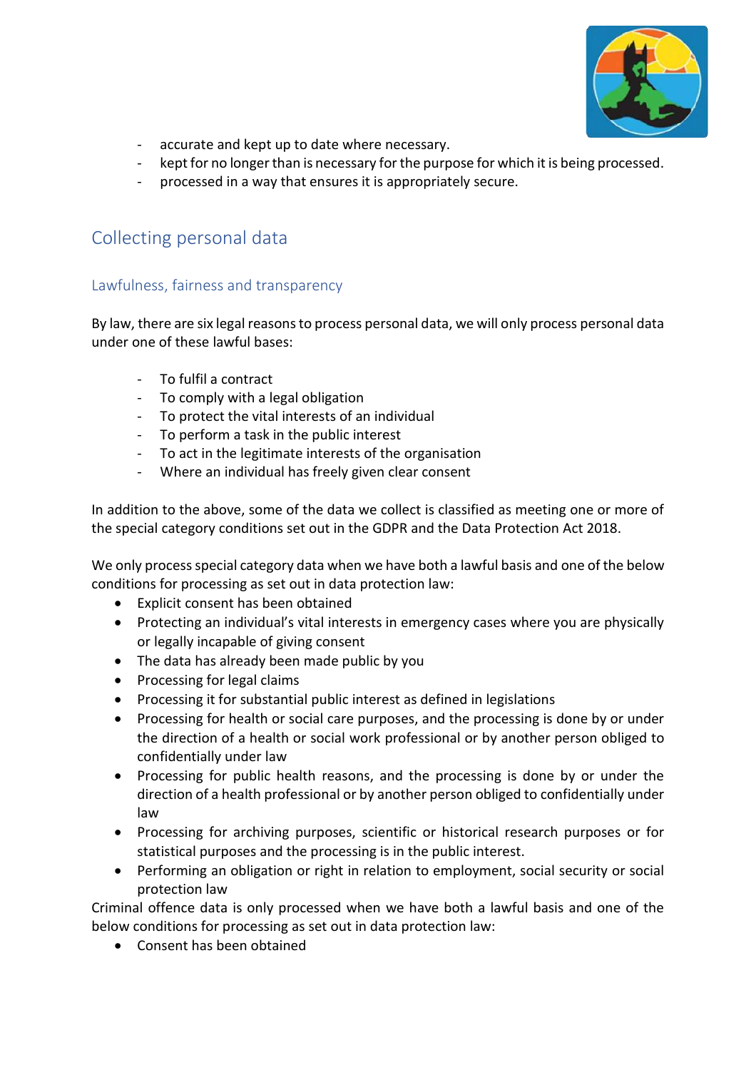- accurate and kept up to date where necessary.
- kept for no longer than is necessary for the purpose for which it is being processed.
- processed in a way that ensures it is appropriately secure.

## Collecting personal data

### Lawfulness, fairness and transparency

By law, there are six legal reasons to process personal data, we will only process personal data under one of these lawful bases:

- To fulfil a contract
- To comply with a legal obligation
- To protect the vital interests of an individual
- To perform a task in the public interest
- To act in the legitimate interests of the organisation
- Where an individual has freely given clear consent

In addition to the above, some of the data we collect is classified as meeting one or more of the special category conditions set out in the GDPR and the Data Protection Act 2018.

We only process special category data when we have both a lawful basis and one of the below conditions for processing as set out in data protection law:

- Explicit consent has been obtained
- Protecting an individual's vital interests in emergency cases where you are physically or legally incapable of giving consent
- The data has already been made public by you
- Processing for legal claims
- Processing it for substantial public interest as defined in legislations
- Processing for health or social care purposes, and the processing is done by or under the direction of a health or social work professional or by another person obliged to confidentially under law
- Processing for public health reasons, and the processing is done by or under the direction of a health professional or by another person obliged to confidentially under law
- Processing for archiving purposes, scientific or historical research purposes or for statistical purposes and the processing is in the public interest.
- Performing an obligation or right in relation to employment, social security or social protection law

Criminal offence data is only processed when we have both a lawful basis and one of the below conditions for processing as set out in data protection law:

- Consent has been obtained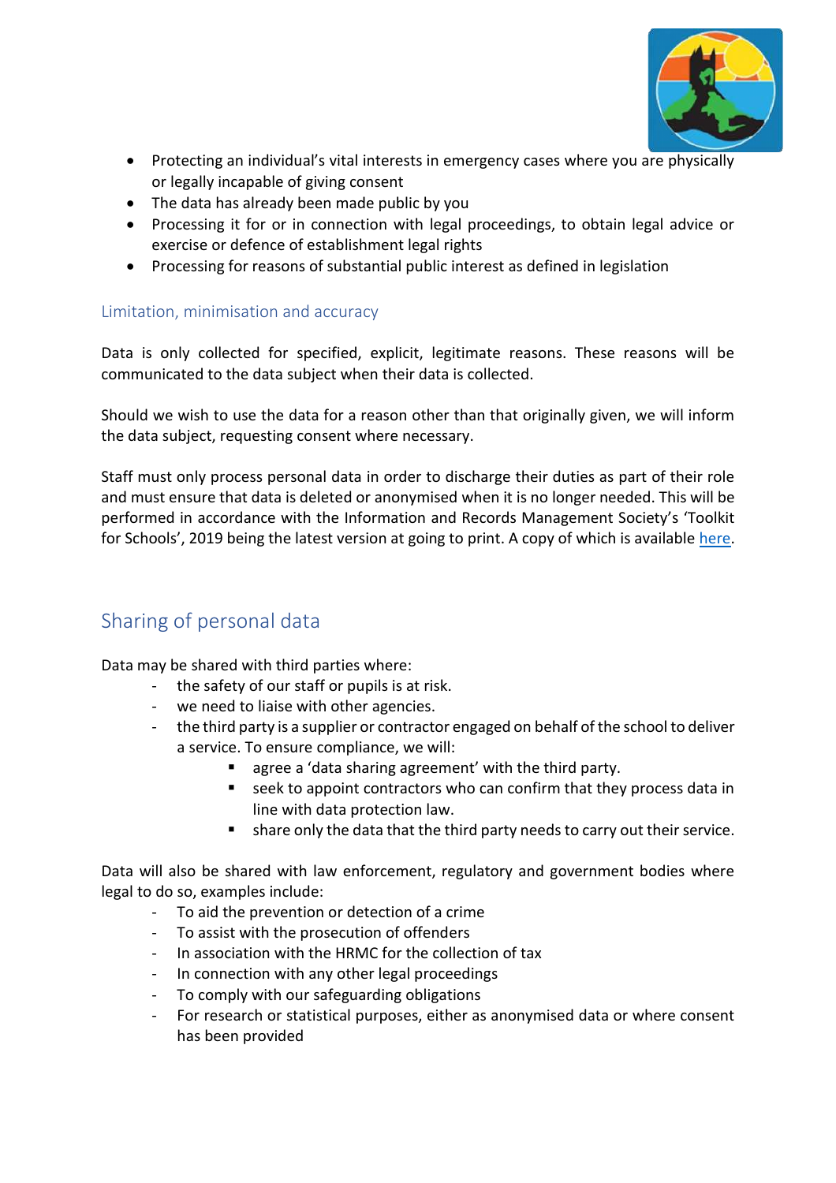- Protecting an individual's vital interests in emergency cases where you are physically or legally incapable of giving consent
- The data has already been made public by you
- Processing it for or in connection with legal proceedings, to obtain legal advice or exercise or defence of establishment legal rights
- Processing for reasons of substantial public interest as defined in legislation

### Limitation, minimisation and accuracy

Data is only collected for specified, explicit, legitimate reasons. These reasons will be communicated to the data subject when their data is collected.

Should we wish to use the data for a reason other than that originally given, we will inform the data subject, requesting consent where necessary.

Staff must only process personal data in order to discharge their duties as part of their role and must ensure that data is deleted or anonymised when it is no longer needed. This will be performed in accordance with the Information and Records Management Society's 'Toolkit for Schools', 2019 being the latest version at going to print. A copy of which is available here.

## Sharing of personal data

Data may be shared with third parties where:

- the safety of our staff or pupils is at risk.
- we need to liaise with other agencies.
- the third party is a supplier or contractor engaged on behalf of the school to deliver a service. To ensure compliance, we will:
    - agree a 'data sharing agreement' with the third party.
    - seek to appoint contractors who can confirm that they process data in line with data protection law.
    - share only the data that the third party needs to carry out their service.

Data will also be shared with law enforcement, regulatory and government bodies where legal to do so, examples include:

- To aid the prevention or detection of a crime
- To assist with the prosecution of offenders
- In association with the HRMC for the collection of tax
- In connection with any other legal proceedings
- To comply with our safeguarding obligations
- For research or statistical purposes, either as anonymised data or where consent has been provided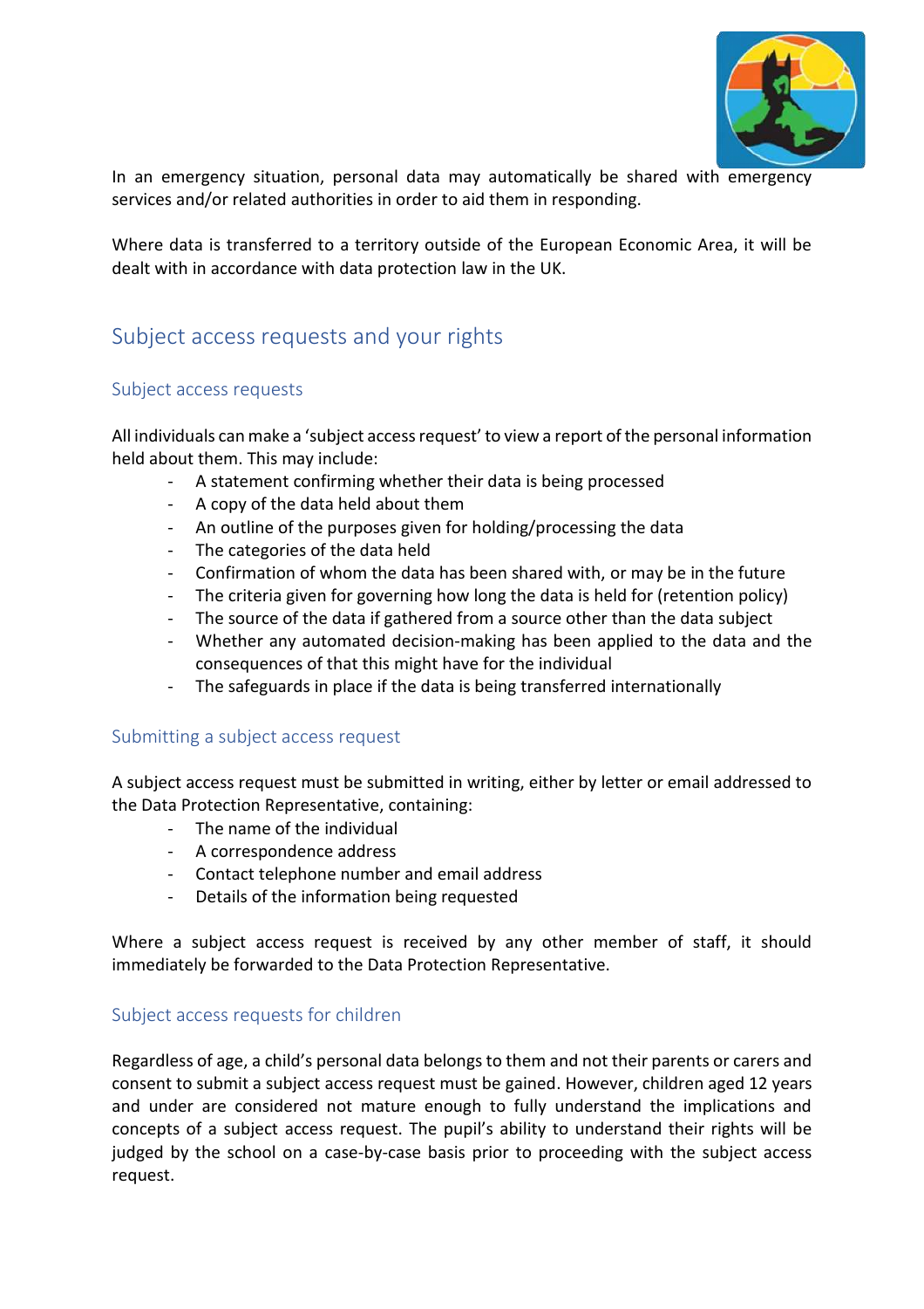In an emergency situation, personal data may automatically be shared with emergency services and/or related authorities in order to aid them in responding.

Where data is transferred to a territory outside of the European Economic Area, it will be dealt with in accordance with data protection law in the UK.

## Subject access requests and your rights

### Subject access requests

All individuals can make a 'subject access request' to view a report of the personal information held about them. This may include:

- A statement confirming whether their data is being processed
- A copy of the data held about them
- An outline of the purposes given for holding/processing the data
- The categories of the data held
- Confirmation of whom the data has been shared with, or may be in the future
- The criteria given for governing how long the data is held for (retention policy)
- The source of the data if gathered from a source other than the data subject
- Whether any automated decision-making has been applied to the data and the consequences of that this might have for the individual
- The safeguards in place if the data is being transferred internationally

### Submitting a subject access request

A subject access request must be submitted in writing, either by letter or email addressed to the Data Protection Representative, containing:

- The name of the individual
- A correspondence address
- Contact telephone number and email address
- Details of the information being requested

Where a subject access request is received by any other member of staff, it should immediately be forwarded to the Data Protection Representative.

### Subject access requests for children

Regardless of age, a child's personal data belongs to them and not their parents or carers and consent to submit a subject access request must be gained. However, children aged 12 years and under are considered not mature enough to fully understand the implications and concepts of a subject access request. The pupil's ability to understand their rights will be judged by the school on a case-by-case basis prior to proceeding with the subject access request.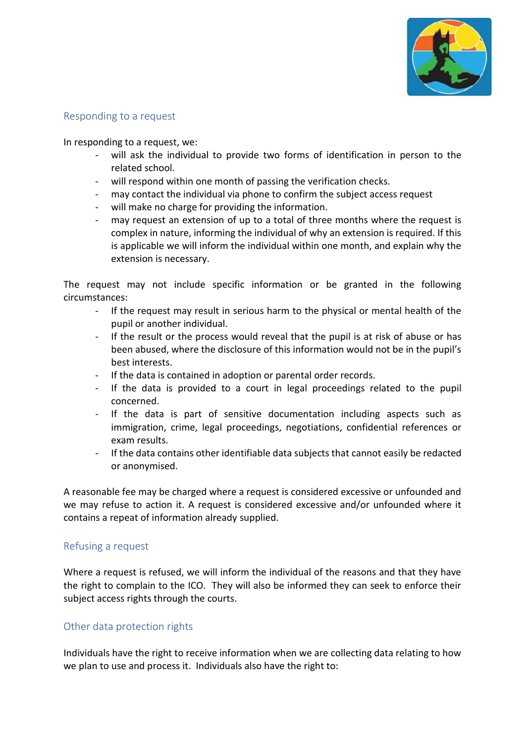## Responding to a request

In responding to a request, we:

- will ask the individual to provide two forms of identification in person to the related school.
- will respond within one month of passing the verification checks.
- may contact the individual via phone to confirm the subject access request
- will make no charge for providing the information.
- may request an extension of up to a total of three months where the request is complex in nature, informing the individual of why an extension is required. If this is applicable we will inform the individual within one month, and explain why the extension is necessary.

The request may not include specific information or be granted in the following circumstances:

- If the request may result in serious harm to the physical or mental health of the pupil or another individual.
- If the result or the process would reveal that the pupil is at risk of abuse or has been abused, where the disclosure of this information would not be in the pupil's best interests.
- If the data is contained in adoption or parental order records.
- If the data is provided to a court in legal proceedings related to the pupil concerned.
- If the data is part of sensitive documentation including aspects such as immigration, crime, legal proceedings, negotiations, confidential references or exam results.
- If the data contains other identifiable data subjects that cannot easily be redacted or anonymised.

A reasonable fee may be charged where a request is considered excessive or unfounded and we may refuse to action it. A request is considered excessive and/or unfounded where it contains a repeat of information already supplied.

## Refusing a request

Where a request is refused, we will inform the individual of the reasons and that they have the right to complain to the ICO. They will also be informed they can seek to enforce their subject access rights through the courts.

## Other data protection rights

Individuals have the right to receive information when we are collecting data relating to how we plan to use and process it. Individuals also have the right to: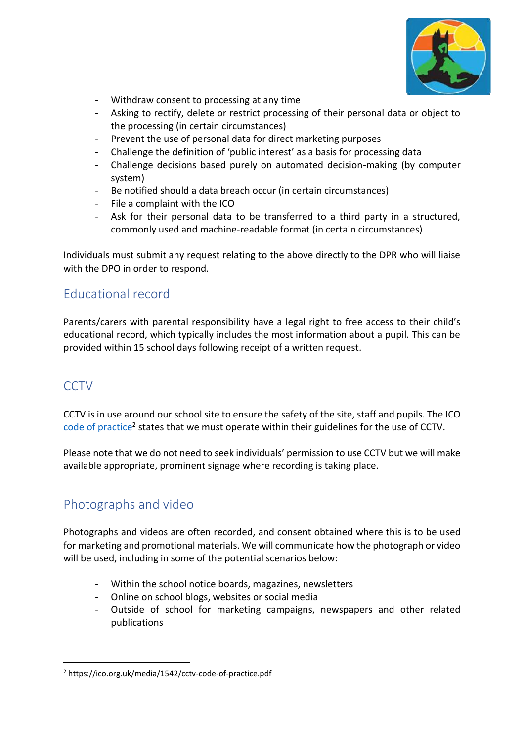- Withdraw consent to processing at any time
- Asking to rectify, delete or restrict processing of their personal data or object to the processing (in certain circumstances)
- Prevent the use of personal data for direct marketing purposes
- Challenge the definition of 'public interest' as a basis for processing data
- Challenge decisions based purely on automated decision-making (by computer system)
- Be notified should a data breach occur (in certain circumstances)
- File a complaint with the ICO
- Ask for their personal data to be transferred to a third party in a structured, commonly used and machine-readable format (in certain circumstances)

Individuals must submit any request relating to the above directly to the DPR who will liaise with the DPO in order to respond.

## Educational record

Parents/carers with parental responsibility have a legal right to free access to their child's educational record, which typically includes the most information about a pupil. This can be provided within 15 school days following receipt of a written request.

## CCTV

CCTV is in use around our school site to ensure the safety of the site, staff and pupils. The ICO code of practice[2] states that we must operate within their guidelines for the use of CCTV.

Please note that we do not need to seek individuals' permission to use CCTV but we will make available appropriate, prominent signage where recording is taking place.

## Photographs and video

Photographs and videos are often recorded, and consent obtained where this is to be used for marketing and promotional materials. We will communicate how the photograph or video will be used, including in some of the potential scenarios below:

- Within the school notice boards, magazines, newsletters
- Online on school blogs, websites or social media
- Outside of school for marketing campaigns, newspapers and other related publications

[2] https://ico.org.uk/media/1542/cctv-code-of-practice.pdf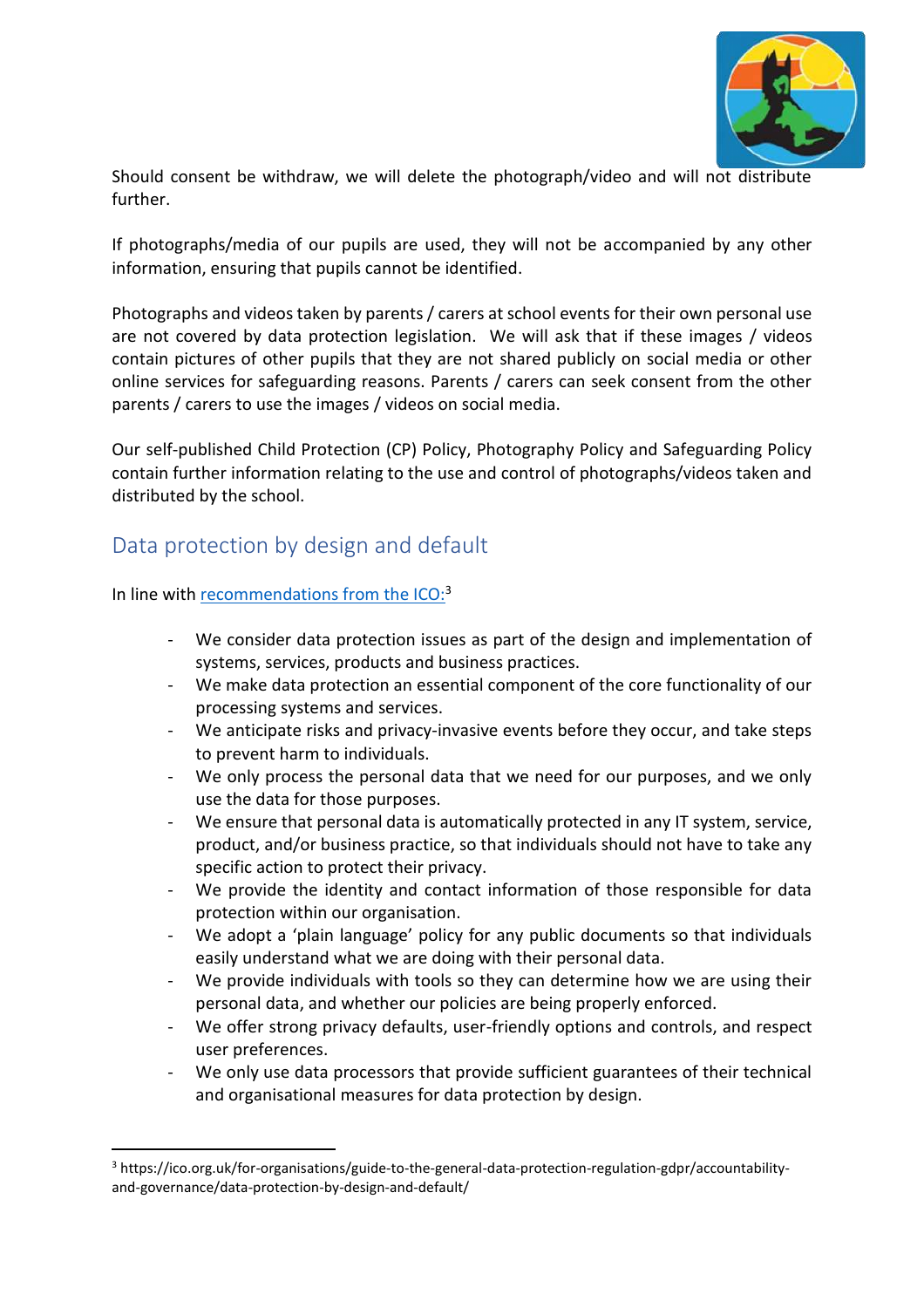Should consent be withdraw, we will delete the photograph/video and will not distribute further.

If photographs/media of our pupils are used, they will not be accompanied by any other information, ensuring that pupils cannot be identified.

Photographs and videos taken by parents / carers at school events for their own personal use are not covered by data protection legislation. We will ask that if these images / videos contain pictures of other pupils that they are not shared publicly on social media or other online services for safeguarding reasons. Parents / carers can seek consent from the other parents / carers to use the images / videos on social media.

Our self-published Child Protection (CP) Policy, Photography Policy and Safeguarding Policy contain further information relating to the use and control of photographs/videos taken and distributed by the school.

## Data protection by design and default

In line with [recommendations from the ICO:](https://ico.org.uk/for-organisations/guide-to-the-general-data-protection-regulation-gdpr/accountability-and-governance/data-protection-by-design-and-default/)[3]

- We consider data protection issues as part of the design and implementation of systems, services, products and business practices.
- We make data protection an essential component of the core functionality of our processing systems and services.
- We anticipate risks and privacy-invasive events before they occur, and take steps to prevent harm to individuals.
- We only process the personal data that we need for our purposes, and we only use the data for those purposes.
- We ensure that personal data is automatically protected in any IT system, service, product, and/or business practice, so that individuals should not have to take any specific action to protect their privacy.
- We provide the identity and contact information of those responsible for data protection within our organisation.
- We adopt a 'plain language' policy for any public documents so that individuals easily understand what we are doing with their personal data.
- We provide individuals with tools so they can determine how we are using their personal data, and whether our policies are being properly enforced.
- We offer strong privacy defaults, user-friendly options and controls, and respect user preferences.
- We only use data processors that provide sufficient guarantees of their technical and organisational measures for data protection by design.

[3] https://ico.org.uk/for-organisations/guide-to-the-general-data-protection-regulation-gdpr/accountability-and-governance/data-protection-by-design-and-default/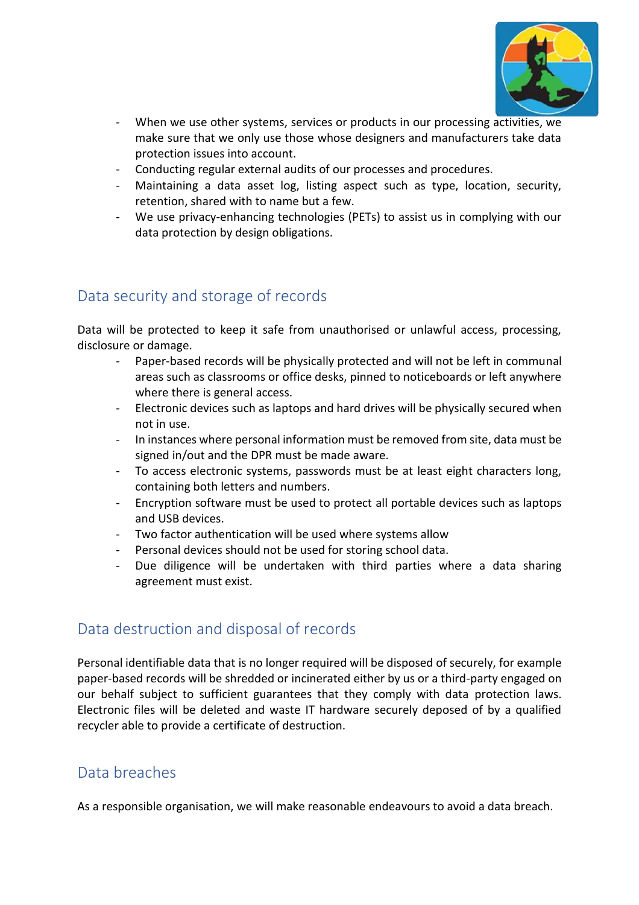- When we use other systems, services or products in our processing activities, we make sure that we only use those whose designers and manufacturers take data protection issues into account.
- Conducting regular external audits of our processes and procedures.
- Maintaining a data asset log, listing aspect such as type, location, security, retention, shared with to name but a few.
- We use privacy-enhancing technologies (PETs) to assist us in complying with our data protection by design obligations.

## Data security and storage of records

Data will be protected to keep it safe from unauthorised or unlawful access, processing, disclosure or damage.

- Paper-based records will be physically protected and will not be left in communal areas such as classrooms or office desks, pinned to noticeboards or left anywhere where there is general access.
- Electronic devices such as laptops and hard drives will be physically secured when not in use.
- In instances where personal information must be removed from site, data must be signed in/out and the DPR must be made aware.
- To access electronic systems, passwords must be at least eight characters long, containing both letters and numbers.
- Encryption software must be used to protect all portable devices such as laptops and USB devices.
- Two factor authentication will be used where systems allow
- Personal devices should not be used for storing school data.
- Due diligence will be undertaken with third parties where a data sharing agreement must exist.

## Data destruction and disposal of records

Personal identifiable data that is no longer required will be disposed of securely, for example paper-based records will be shredded or incinerated either by us or a third-party engaged on our behalf subject to sufficient guarantees that they comply with data protection laws. Electronic files will be deleted and waste IT hardware securely deposed of by a qualified recycler able to provide a certificate of destruction.

## Data breaches

As a responsible organisation, we will make reasonable endeavours to avoid a data breach.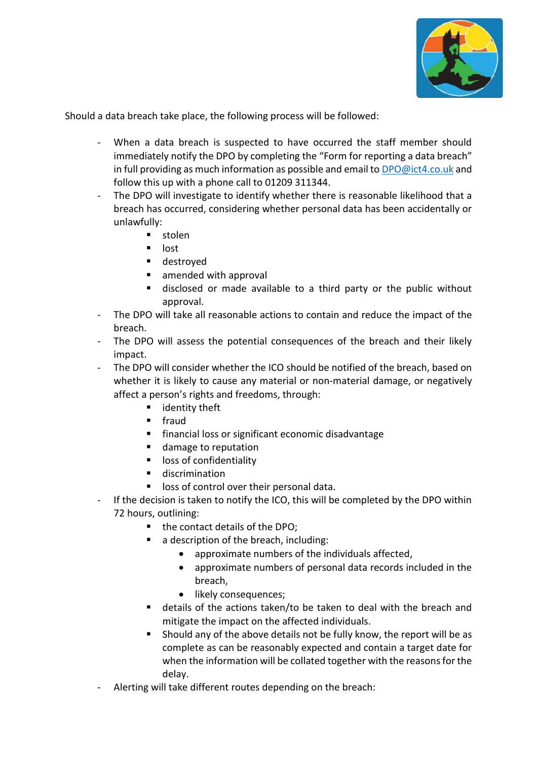Should a data breach take place, the following process will be followed:

- When a data breach is suspected to have occurred the staff member should immediately notify the DPO by completing the "Form for reporting a data breach" in full providing as much information as possible and email to [DPO@ict4.co.uk](mailto:DPO@ict4.co.uk) and follow this up with a phone call to 01209 311344.
- The DPO will investigate to identify whether there is reasonable likelihood that a breach has occurred, considering whether personal data has been accidentally or unlawfully:
  - stolen
  - lost
  - destroyed
  - amended with approval
  - disclosed or made available to a third party or the public without approval.
- The DPO will take all reasonable actions to contain and reduce the impact of the breach.
- The DPO will assess the potential consequences of the breach and their likely impact.
- The DPO will consider whether the ICO should be notified of the breach, based on whether it is likely to cause any material or non-material damage, or negatively affect a person's rights and freedoms, through:
  - identity theft
  - fraud
  - financial loss or significant economic disadvantage
  - damage to reputation
  - loss of confidentiality
  - discrimination
  - loss of control over their personal data.
- If the decision is taken to notify the ICO, this will be completed by the DPO within 72 hours, outlining:
  - the contact details of the DPO;
  - a description of the breach, including:
    - approximate numbers of the individuals affected,
    - approximate numbers of personal data records included in the breach,
    - likely consequences;
  - details of the actions taken/to be taken to deal with the breach and mitigate the impact on the affected individuals.
  - Should any of the above details not be fully know, the report will be as complete as can be reasonably expected and contain a target date for when the information will be collated together with the reasons for the delay.
- Alerting will take different routes depending on the breach: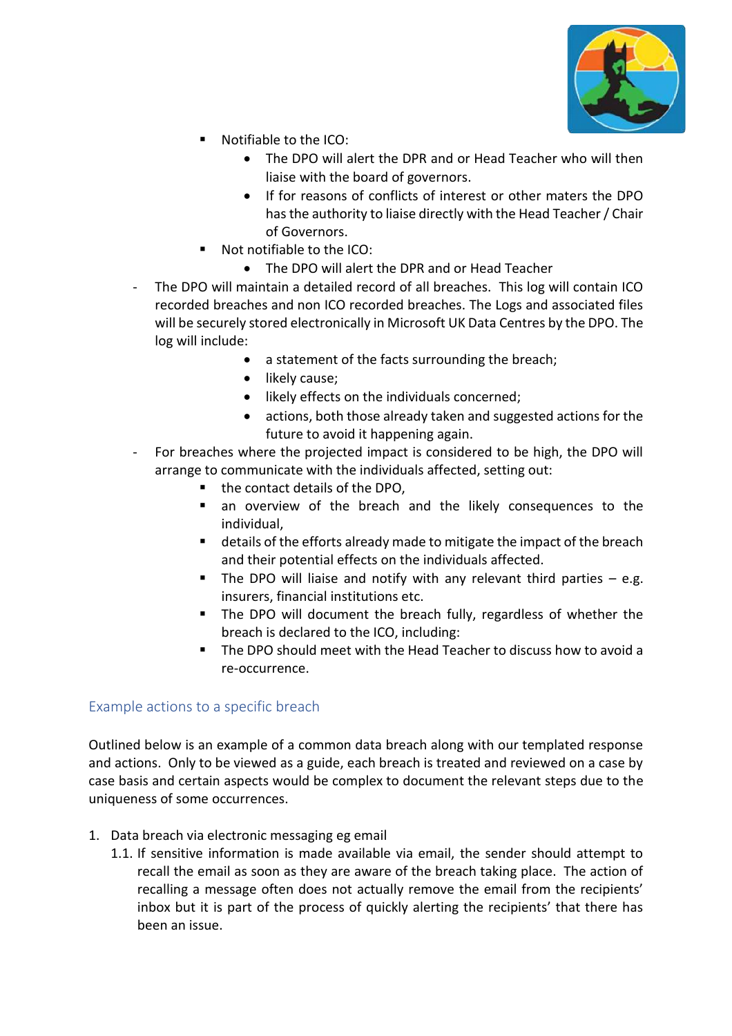- Notifiable to the ICO:
    - The DPO will alert the DPR and or Head Teacher who will then liaise with the board of governors.
    - If for reasons of conflicts of interest or other maters the DPO has the authority to liaise directly with the Head Teacher / Chair of Governors.
  - Not notifiable to the ICO:
    - The DPO will alert the DPR and or Head Teacher

- The DPO will maintain a detailed record of all breaches. This log will contain ICO recorded breaches and non ICO recorded breaches. The Logs and associated files will be securely stored electronically in Microsoft UK Data Centres by the DPO. The log will include:
    - a statement of the facts surrounding the breach;
    - likely cause;
    - likely effects on the individuals concerned;
    - actions, both those already taken and suggested actions for the future to avoid it happening again.
- For breaches where the projected impact is considered to be high, the DPO will arrange to communicate with the individuals affected, setting out:
  - the contact details of the DPO,
  - an overview of the breach and the likely consequences to the individual,
  - details of the efforts already made to mitigate the impact of the breach and their potential effects on the individuals affected.
  - The DPO will liaise and notify with any relevant third parties – e.g. insurers, financial institutions etc.
  - The DPO will document the breach fully, regardless of whether the breach is declared to the ICO, including:
  - The DPO should meet with the Head Teacher to discuss how to avoid a re-occurrence.

## Example actions to a specific breach

Outlined below is an example of a common data breach along with our templated response and actions. Only to be viewed as a guide, each breach is treated and reviewed on a case by case basis and certain aspects would be complex to document the relevant steps due to the uniqueness of some occurrences.

1. Data breach via electronic messaging eg email
   1.1. If sensitive information is made available via email, the sender should attempt to recall the email as soon as they are aware of the breach taking place. The action of recalling a message often does not actually remove the email from the recipients' inbox but it is part of the process of quickly alerting the recipients' that there has been an issue.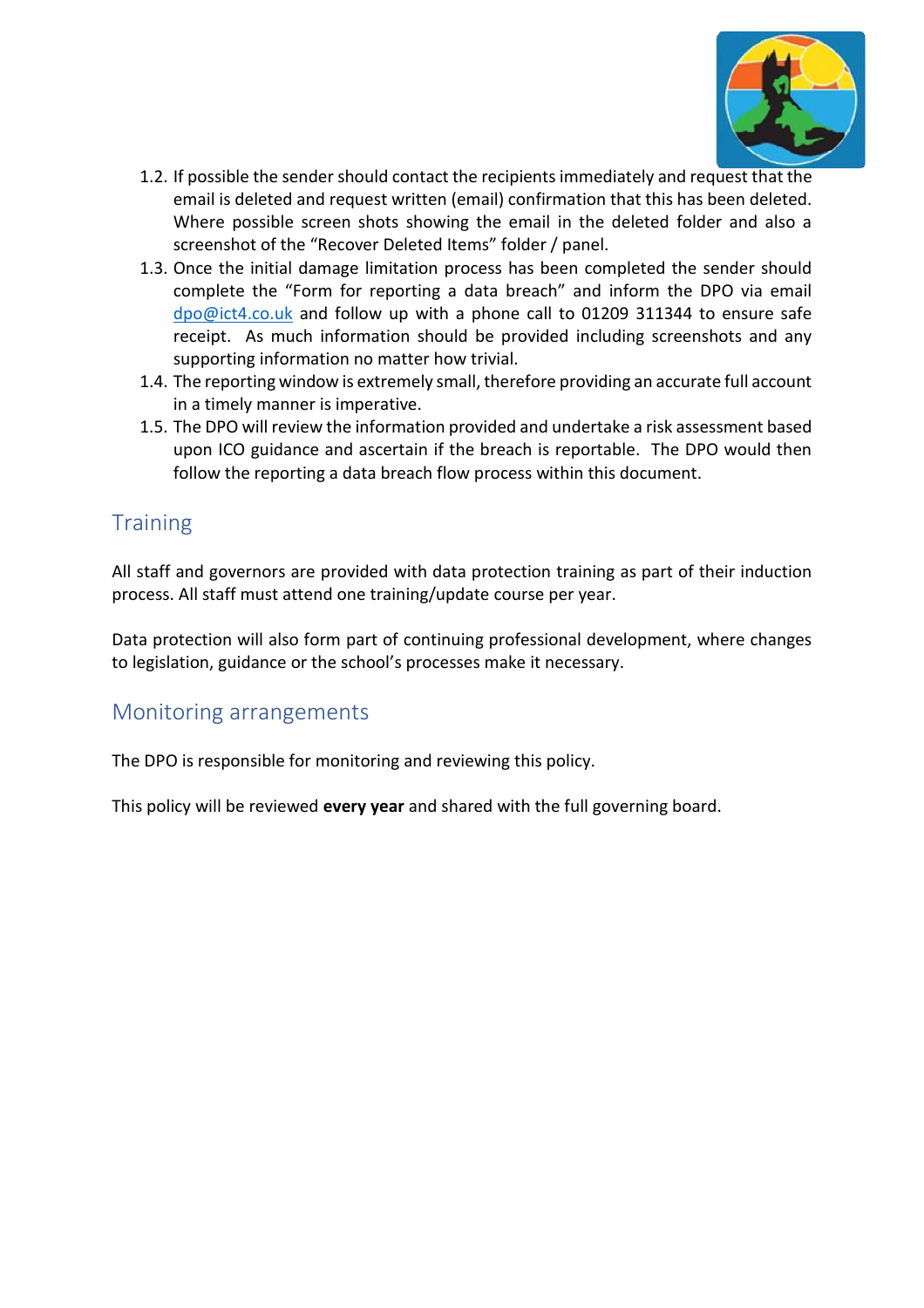1.2. If possible the sender should contact the recipients immediately and request that the email is deleted and request written (email) confirmation that this has been deleted. Where possible screen shots showing the email in the deleted folder and also a screenshot of the "Recover Deleted Items" folder / panel.

1.3. Once the initial damage limitation process has been completed the sender should complete the "Form for reporting a data breach" and inform the DPO via email dpo@ict4.co.uk and follow up with a phone call to 01209 311344 to ensure safe receipt. As much information should be provided including screenshots and any supporting information no matter how trivial.

1.4. The reporting window is extremely small, therefore providing an accurate full account in a timely manner is imperative.

1.5. The DPO will review the information provided and undertake a risk assessment based upon ICO guidance and ascertain if the breach is reportable. The DPO would then follow the reporting a data breach flow process within this document.

## Training

All staff and governors are provided with data protection training as part of their induction process. All staff must attend one training/update course per year.

Data protection will also form part of continuing professional development, where changes to legislation, guidance or the school's processes make it necessary.

## Monitoring arrangements

The DPO is responsible for monitoring and reviewing this policy.

This policy will be reviewed **every year** and shared with the full governing board.